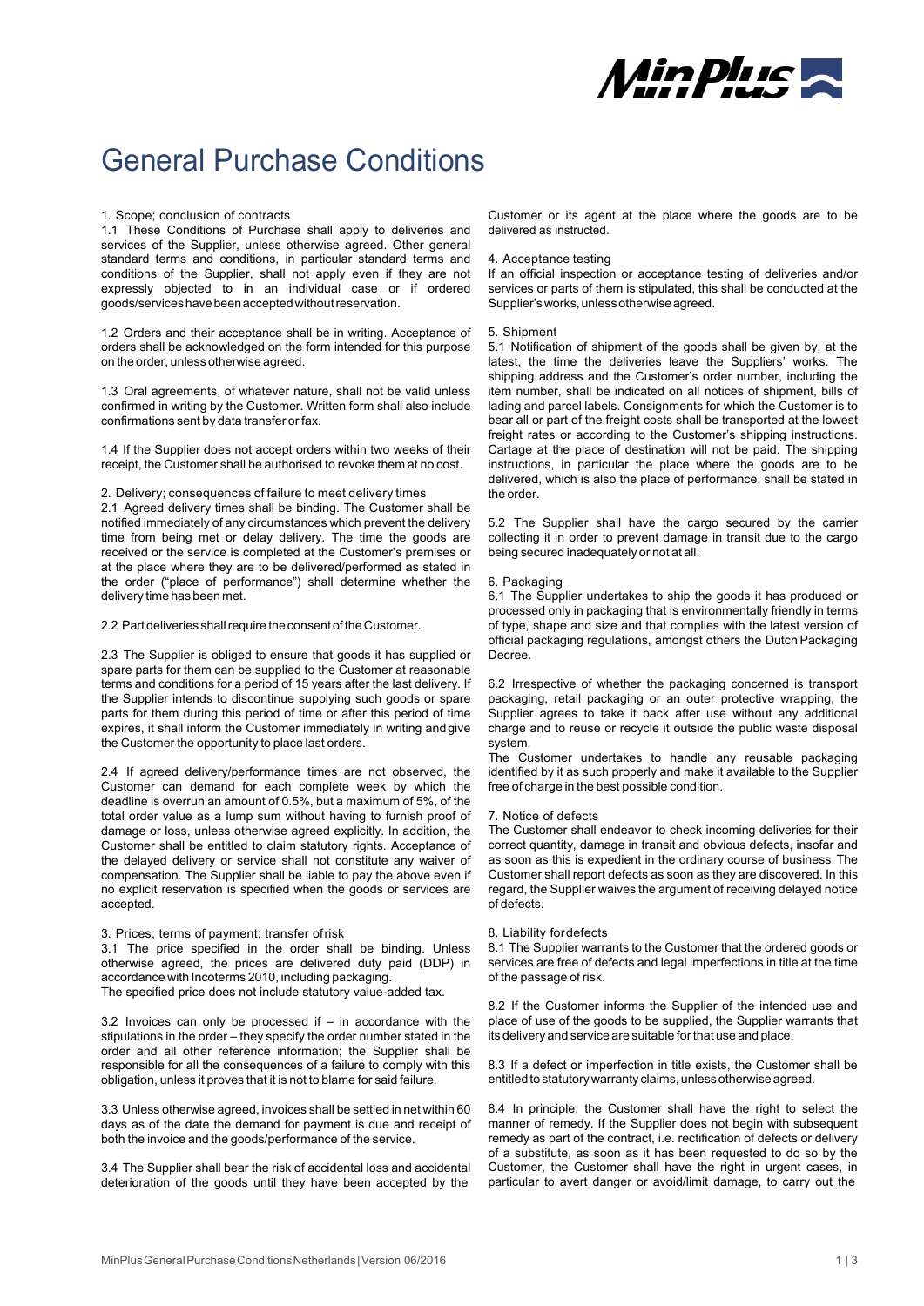# General Purchase Conditions

## 1. Scope; conclusion of contracts

1.1 These Conditions of Purchase shall apply to deliveries and services of the Supplier, unless otherwise agreed. Other general standard terms and conditions, in particular standard terms and conditions of the Supplier, shall not apply even if they are not expressly objected to in an individual case or if ordered goods/services have been accepted without reservation.

1.2 Orders and their acceptance shall be in writing. Acceptance of orders shall be acknowledged on the form intended for this purpose on the order, unless otherwise agreed.

1.3 Oral agreements, of whatever nature, shall not be valid unless confirmed in writing by the Customer. Written form shall also include confirmations sent by data transfer or fax.

1.4 If the Supplier does not accept orders within two weeks of their receipt, the Customer shall be authorised to revoke them at no cost.

## 2. Delivery; consequences of failure to meet delivery times

2.1 Agreed delivery times shall be binding. The Customer shall be notified immediately of any circumstances which prevent the delivery time from being met or delay delivery. The time the goods are received or the service is completed at the Customer's premises or at the place where they are to be delivered/performed as stated in the order ("place of performance") shall determine whether the delivery time has been met.

2.2 Part deliveries shall require the consent of the Customer.

2.3 The Supplier is obliged to ensure that goods it has supplied or spare parts for them can be supplied to the Customer at reasonable terms and conditions for a period of 15 years after the last delivery. If the Supplier intends to discontinue supplying such goods or spare parts for them during this period of time or after this period of time expires, it shall inform the Customer immediately in writing and give the Customer the opportunity to place last orders.

2.4 If agreed delivery/performance times are not observed, the Customer can demand for each complete week by which the deadline is overrun an amount of 0.5%, but a maximum of 5%, of the total order value as a lump sum without having to furnish proof of damage or loss, unless otherwise agreed explicitly. In addition, the Customer shall be entitled to claim statutory rights. Acceptance of the delayed delivery or service shall not constitute any waiver of compensation. The Supplier shall be liable to pay the above even if no explicit reservation is specified when the goods or services are accepted.

## 3. Prices; terms of payment; transfer of risk

3.1 The price specified in the order shall be binding. Unless otherwise agreed, the prices are delivered duty paid (DDP) in accordance with Incoterms 2010, including packaging.
The specified price does not include statutory value-added tax.

3.2 Invoices can only be processed if – in accordance with the stipulations in the order – they specify the order number stated in the order and all other reference information; the Supplier shall be responsible for all the consequences of a failure to comply with this obligation, unless it proves that it is not to blame for said failure.

3.3 Unless otherwise agreed, invoices shall be settled in net within 60 days as of the date the demand for payment is due and receipt of both the invoice and the goods/performance of the service.

3.4 The Supplier shall bear the risk of accidental loss and accidental deterioration of the goods until they have been accepted by the Customer or its agent at the place where the goods are to be delivered as instructed.

## 4. Acceptance testing

If an official inspection or acceptance testing of deliveries and/or services or parts of them is stipulated, this shall be conducted at the Supplier's works, unless otherwise agreed.

## 5. Shipment

5.1 Notification of shipment of the goods shall be given by, at the latest, the time the deliveries leave the Suppliers' works. The shipping address and the Customer's order number, including the item number, shall be indicated on all notices of shipment, bills of lading and parcel labels. Consignments for which the Customer is to bear all or part of the freight costs shall be transported at the lowest freight rates or according to the Customer's shipping instructions. Cartage at the place of destination will not be paid. The shipping instructions, in particular the place where the goods are to be delivered, which is also the place of performance, shall be stated in the order.

5.2 The Supplier shall have the cargo secured by the carrier collecting it in order to prevent damage in transit due to the cargo being secured inadequately or not at all.

## 6. Packaging

6.1 The Supplier undertakes to ship the goods it has produced or processed only in packaging that is environmentally friendly in terms of type, shape and size and that complies with the latest version of official packaging regulations, amongst others the Dutch Packaging Decree.

6.2 Irrespective of whether the packaging concerned is transport packaging, retail packaging or an outer protective wrapping, the Supplier agrees to take it back after use without any additional charge and to reuse or recycle it outside the public waste disposal system.
The Customer undertakes to handle any reusable packaging identified by it as such properly and make it available to the Supplier free of charge in the best possible condition.

## 7. Notice of defects

The Customer shall endeavor to check incoming deliveries for their correct quantity, damage in transit and obvious defects, insofar and as soon as this is expedient in the ordinary course of business. The Customer shall report defects as soon as they are discovered. In this regard, the Supplier waives the argument of receiving delayed notice of defects.

## 8. Liability for defects

8.1 The Supplier warrants to the Customer that the ordered goods or services are free of defects and legal imperfections in title at the time of the passage of risk.

8.2 If the Customer informs the Supplier of the intended use and place of use of the goods to be supplied, the Supplier warrants that its delivery and service are suitable for that use and place.

8.3 If a defect or imperfection in title exists, the Customer shall be entitled to statutory warranty claims, unless otherwise agreed.

8.4 In principle, the Customer shall have the right to select the manner of remedy. If the Supplier does not begin with subsequent remedy as part of the contract, i.e. rectification of defects or delivery of a substitute, as soon as it has been requested to do so by the Customer, the Customer shall have the right in urgent cases, in particular to avert danger or avoid/limit damage, to carry out the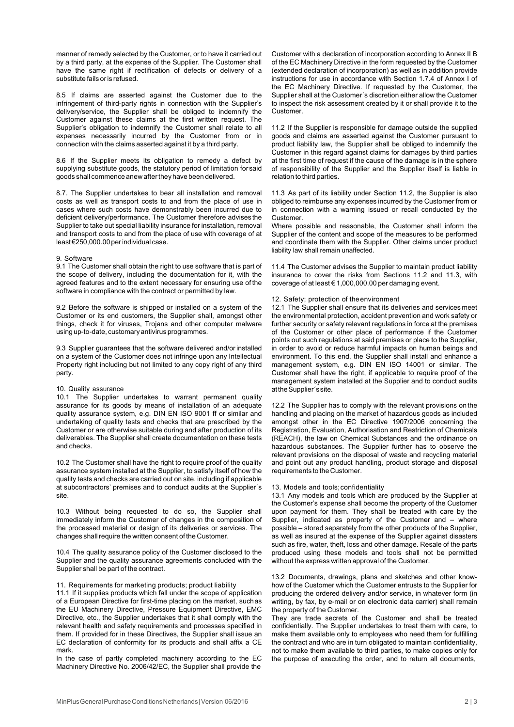manner of remedy selected by the Customer, or to have it carried out by a third party, at the expense of the Supplier. The Customer shall have the same right if rectification of defects or delivery of a substitute fails or is refused.

8.5 If claims are asserted against the Customer due to the infringement of third-party rights in connection with the Supplier's delivery/service, the Supplier shall be obliged to indemnify the Customer against these claims at the first written request. The Supplier's obligation to indemnify the Customer shall relate to all expenses necessarily incurred by the Customer from or in connection with the claims asserted against it by a third party.

8.6 If the Supplier meets its obligation to remedy a defect by supplying substitute goods, the statutory period of limitation for said goods shall commence anew after they have been delivered.

8.7. The Supplier undertakes to bear all installation and removal costs as well as transport costs to and from the place of use in cases where such costs have demonstrably been incurred due to deficient delivery/performance. The Customer therefore advises the Supplier to take out special liability insurance for installation, removal and transport costs to and from the place of use with coverage of at least €250,000.00 per individual case.

## 9. Software

9.1 The Customer shall obtain the right to use software that is part of the scope of delivery, including the documentation for it, with the agreed features and to the extent necessary for ensuring use of the software in compliance with the contract or permitted by law.

9.2 Before the software is shipped or installed on a system of the Customer or its end customers, the Supplier shall, amongst other things, check it for viruses, Trojans and other computer malware using up-to-date, customary antivirus programmes.

9.3 Supplier guarantees that the software delivered and/or installed on a system of the Customer does not infringe upon any Intellectual Property right including but not limited to any copy right of any third party.

## 10. Quality assurance

10.1 The Supplier undertakes to warrant permanent quality assurance for its goods by means of installation of an adequate quality assurance system, e.g. DIN EN ISO 9001 ff or similar and undertaking of quality tests and checks that are prescribed by the Customer or are otherwise suitable during and after production of its deliverables. The Supplier shall create documentation on these tests and checks.

10.2 The Customer shall have the right to require proof of the quality assurance system installed at the Supplier, to satisfy itself of how the quality tests and checks are carried out on site, including if applicable at subcontractors' premises and to conduct audits at the Supplier´s site.

10.3 Without being requested to do so, the Supplier shall immediately inform the Customer of changes in the composition of the processed material or design of its deliveries or services. The changes shall require the written consent of the Customer.

10.4 The quality assurance policy of the Customer disclosed to the Supplier and the quality assurance agreements concluded with the Supplier shall be part of the contract.

## 11. Requirements for marketing products; product liability

11.1 If it supplies products which fall under the scope of application of a European Directive for first-time placing on the market, such as the EU Machinery Directive, Pressure Equipment Directive, EMC Directive, etc., the Supplier undertakes that it shall comply with the relevant health and safety requirements and processes specified in them. If provided for in these Directives, the Supplier shall issue an EC declaration of conformity for its products and shall affix a CE mark.

In the case of partly completed machinery according to the EC Machinery Directive No. 2006/42/EC, the Supplier shall provide the Customer with a declaration of incorporation according to Annex II B of the EC Machinery Directive in the form requested by the Customer (extended declaration of incorporation) as well as in addition provide instructions for use in accordance with Section 1.7.4 of Annex I of the EC Machinery Directive. If requested by the Customer, the Supplier shall at the Customer´s discretion either allow the Customer to inspect the risk assessment created by it or shall provide it to the Customer.

11.2 If the Supplier is responsible for damage outside the supplied goods and claims are asserted against the Customer pursuant to product liability law, the Supplier shall be obliged to indemnify the Customer in this regard against claims for damages by third parties at the first time of request if the cause of the damage is in the sphere of responsibility of the Supplier and the Supplier itself is liable in relation to third parties.

11.3 As part of its liability under Section 11.2, the Supplier is also obliged to reimburse any expenses incurred by the Customer from or in connection with a warning issued or recall conducted by the Customer.

Where possible and reasonable, the Customer shall inform the Supplier of the content and scope of the measures to be performed and coordinate them with the Supplier. Other claims under product liability law shall remain unaffected.

11.4 The Customer advises the Supplier to maintain product liability insurance to cover the risks from Sections 11.2 and 11.3, with coverage of at least € 1,000,000.00 per damaging event.

## 12. Safety; protection of the environment

12.1 The Supplier shall ensure that its deliveries and services meet the environmental protection, accident prevention and work safety or further security or safety relevant regulations in force at the premises of the Customer or other place of performance if the Customer points out such regulations at said premises or place to the Supplier, in order to avoid or reduce harmful impacts on human beings and environment. To this end, the Supplier shall install and enhance a management system, e.g. DIN EN ISO 14001 or similar. The Customer shall have the right, if applicable to require proof of the management system installed at the Supplier and to conduct audits at the Supplier´s site.

12.2 The Supplier has to comply with the relevant provisions on the handling and placing on the market of hazardous goods as included amongst other in the EC Directive 1907/2006 concerning the Registration, Evaluation, Authorisation and Restriction of Chemicals (REACH), the law on Chemical Substances and the ordinance on hazardous substances. The Supplier further has to observe the relevant provisions on the disposal of waste and recycling material and point out any product handling, product storage and disposal requirements to the Customer.

## 13. Models and tools; confidentiality

13.1 Any models and tools which are produced by the Supplier at the Customer's expense shall become the property of the Customer upon payment for them. They shall be treated with care by the Supplier, indicated as property of the Customer and – where possible – stored separately from the other products of the Supplier, as well as insured at the expense of the Supplier against disasters such as fire, water, theft, loss and other damage. Resale of the parts produced using these models and tools shall not be permitted without the express written approval of the Customer.

13.2 Documents, drawings, plans and sketches and other know-how of the Customer which the Customer entrusts to the Supplier for producing the ordered delivery and/or service, in whatever form (in writing, by fax, by e-mail or on electronic data carrier) shall remain the property of the Customer.

They are trade secrets of the Customer and shall be treated confidentially. The Supplier undertakes to treat them with care, to make them available only to employees who need them for fulfilling the contract and who are in turn obligated to maintain confidentiality, not to make them available to third parties, to make copies only for the purpose of executing the order, and to return all documents,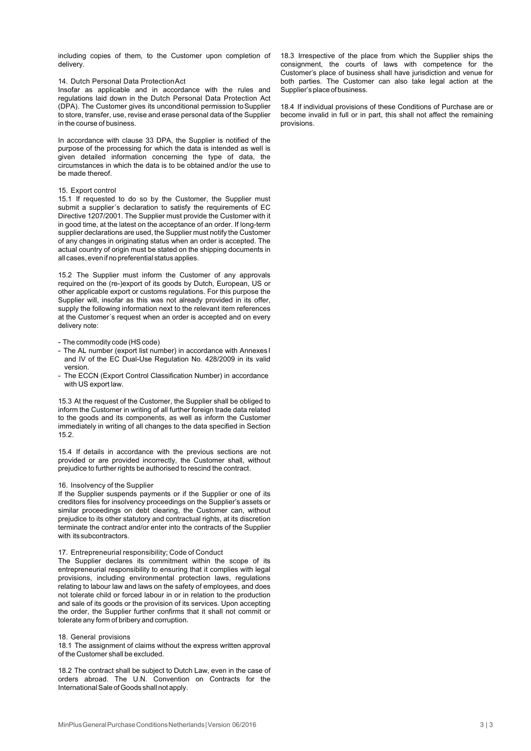including copies of them, to the Customer upon completion of delivery.

### 14. Dutch Personal Data Protection Act

Insofar as applicable and in accordance with the rules and regulations laid down in the Dutch Personal Data Protection Act (DPA). The Customer gives its unconditional permission to Supplier to store, transfer, use, revise and erase personal data of the Supplier in the course of business.

In accordance with clause 33 DPA, the Supplier is notified of the purpose of the processing for which the data is intended as well is given detailed information concerning the type of data, the circumstances in which the data is to be obtained and/or the use to be made thereof.

### 15. Export control

15.1 If requested to do so by the Customer, the Supplier must submit a supplier´s declaration to satisfy the requirements of EC Directive 1207/2001. The Supplier must provide the Customer with it in good time, at the latest on the acceptance of an order. If long-term supplier declarations are used, the Supplier must notify the Customer of any changes in originating status when an order is accepted. The actual country of origin must be stated on the shipping documents in all cases, even if no preferential status applies.

15.2 The Supplier must inform the Customer of any approvals required on the (re-)export of its goods by Dutch, European, US or other applicable export or customs regulations. For this purpose the Supplier will, insofar as this was not already provided in its offer, supply the following information next to the relevant item references at the Customer´s request when an order is accepted and on every delivery note:

- The commodity code (HS code)
- The AL number (export list number) in accordance with Annexes I and IV of the EC Dual-Use Regulation No. 428/2009 in its valid version.
- The ECCN (Export Control Classification Number) in accordance with US export law.

15.3 At the request of the Customer, the Supplier shall be obliged to inform the Customer in writing of all further foreign trade data related to the goods and its components, as well as inform the Customer immediately in writing of all changes to the data specified in Section 15.2.

15.4 If details in accordance with the previous sections are not provided or are provided incorrectly, the Customer shall, without prejudice to further rights be authorised to rescind the contract.

### 16. Insolvency of the Supplier

If the Supplier suspends payments or if the Supplier or one of its creditors files for insolvency proceedings on the Supplier's assets or similar proceedings on debt clearing, the Customer can, without prejudice to its other statutory and contractual rights, at its discretion terminate the contract and/or enter into the contracts of the Supplier with its subcontractors.

### 17. Entrepreneurial responsibility; Code of Conduct

The Supplier declares its commitment within the scope of its entrepreneurial responsibility to ensuring that it complies with legal provisions, including environmental protection laws, regulations relating to labour law and laws on the safety of employees, and does not tolerate child or forced labour in or in relation to the production and sale of its goods or the provision of its services. Upon accepting the order, the Supplier further confirms that it shall not commit or tolerate any form of bribery and corruption.

### 18. General provisions

18.1 The assignment of claims without the express written approval of the Customer shall be excluded.

18.2 The contract shall be subject to Dutch Law, even in the case of orders abroad. The U.N. Convention on Contracts for the International Sale of Goods shall not apply.

18.3 Irrespective of the place from which the Supplier ships the consignment, the courts of laws with competence for the Customer's place of business shall have jurisdiction and venue for both parties. The Customer can also take legal action at the Supplier's place of business.

18.4 If individual provisions of these Conditions of Purchase are or become invalid in full or in part, this shall not affect the remaining provisions.